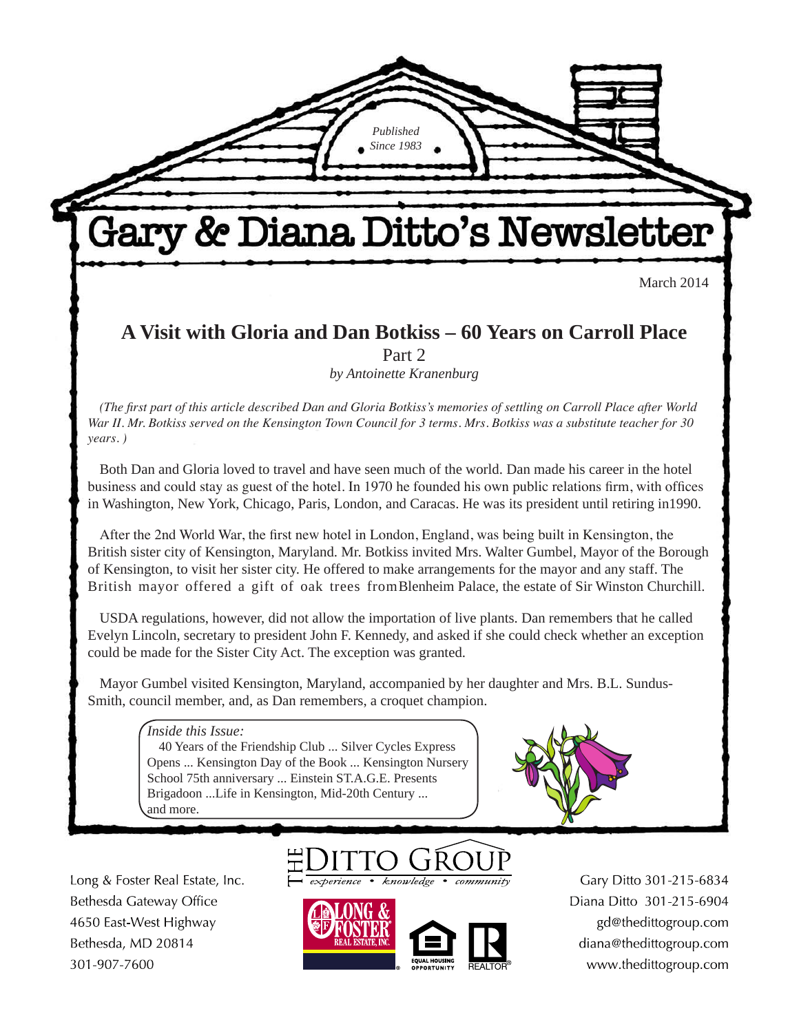*Published Since 1983*

# Gary & Diana Ditto's Newsletter

March 2014

## A Visit with Gloria and Dan Botkiss – 60 Years on Carroll Place

Part 2

*by Antoinette Kranenburg*

*(The first part of this article described Dan and Gloria Botkiss's memories of settling on Carroll Place after World War II. Mr. Botkiss served on the Kensington Town Council for 3 terms. Mrs. Botkiss was a substitute teacher for 30 years. )*

Both Dan and Gloria loved to travel and have seen much of the world. Dan made his career in the hotel business and could stay as guest of the hotel. In 1970 he founded his own public relations firm, with offices in Washington, New York, Chicago, Paris, London, and Caracas. He was its president until retiring in1990.

After the 2nd World War, the first new hotel in London, England, was being built in Kensington, the British sister city of Kensington, Maryland. Mr. Botkiss invited Mrs. Walter Gumbel, Mayor of the Borough of Kensington, to visit her sister city. He offered to make arrangements for the mayor and any staff. The British mayor offered a gift of oak trees fromBlenheim Palace, the estate of Sir Winston Churchill.

USDA regulations, however, did not allow the importation of live plants. Dan remembers that he called Evelyn Lincoln, secretary to president John F. Kennedy, and asked if she could check whether an exception could be made for the Sister City Act. The exception was granted.

Mayor Gumbel visited Kensington, Maryland, accompanied by her daughter and Mrs. B.L. Sundus-Smith, council member, and, as Dan remembers, a croquet champion.

*Inside this Issue:*

40 Years of the Friendship Club ... Silver Cycles Express Opens ... Kensington Day of the Book ... Kensington Nursery School 75th anniversary ... Einstein ST.A.G.E. Presents Brigadoon ...Life in Kensington, Mid-20th Century ... and more.

Long & Foster Real Estate, Inc.
Bethesda Gateway Office
4650 East-West Highway
Bethesda, MD 20814
301-907-7600

THE DITTO GROUP
*experience • knowledge • community*

Gary Ditto 301-215-6834
Diana Ditto 301-215-6904
gd@thedittogroup.com
diana@thedittogroup.com
www.thedittogroup.com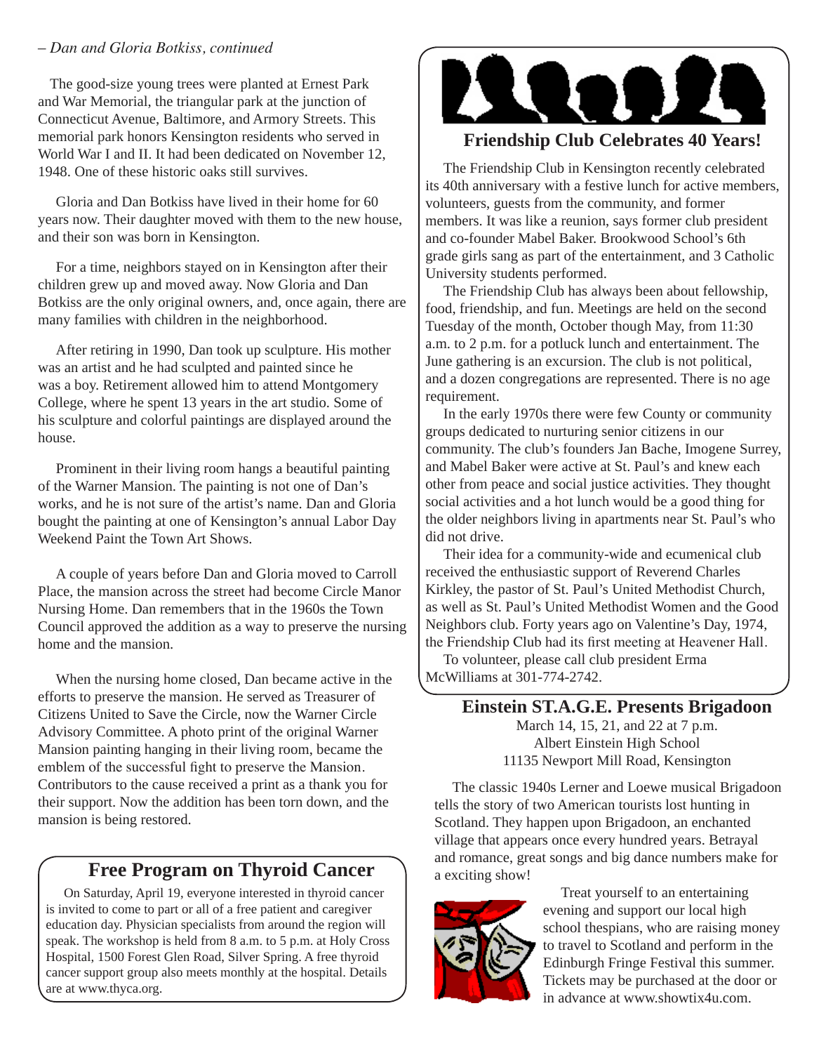*– Dan and Gloria Botkiss, continued*

The good-size young trees were planted at Ernest Park and War Memorial, the triangular park at the junction of Connecticut Avenue, Baltimore, and Armory Streets. This memorial park honors Kensington residents who served in World War I and II. It had been dedicated on November 12, 1948. One of these historic oaks still survives.

Gloria and Dan Botkiss have lived in their home for 60 years now. Their daughter moved with them to the new house, and their son was born in Kensington.

For a time, neighbors stayed on in Kensington after their children grew up and moved away. Now Gloria and Dan Botkiss are the only original owners, and, once again, there are many families with children in the neighborhood.

After retiring in 1990, Dan took up sculpture. His mother was an artist and he had sculpted and painted since he was a boy. Retirement allowed him to attend Montgomery College, where he spent 13 years in the art studio. Some of his sculpture and colorful paintings are displayed around the house.

Prominent in their living room hangs a beautiful painting of the Warner Mansion. The painting is not one of Dan's works, and he is not sure of the artist's name. Dan and Gloria bought the painting at one of Kensington's annual Labor Day Weekend Paint the Town Art Shows.

A couple of years before Dan and Gloria moved to Carroll Place, the mansion across the street had become Circle Manor Nursing Home. Dan remembers that in the 1960s the Town Council approved the addition as a way to preserve the nursing home and the mansion.

When the nursing home closed, Dan became active in the efforts to preserve the mansion. He served as Treasurer of Citizens United to Save the Circle, now the Warner Circle Advisory Committee. A photo print of the original Warner Mansion painting hanging in their living room, became the emblem of the successful fight to preserve the Mansion. Contributors to the cause received a print as a thank you for their support. Now the addition has been torn down, and the mansion is being restored.

## Free Program on Thyroid Cancer

On Saturday, April 19, everyone interested in thyroid cancer is invited to come to part or all of a free patient and caregiver education day. Physician specialists from around the region will speak. The workshop is held from 8 a.m. to 5 p.m. at Holy Cross Hospital, 1500 Forest Glen Road, Silver Spring. A free thyroid cancer support group also meets monthly at the hospital. Details are at www.thyca.org.

## Friendship Club Celebrates 40 Years!

The Friendship Club in Kensington recently celebrated its 40th anniversary with a festive lunch for active members, volunteers, guests from the community, and former members. It was like a reunion, says former club president and co-founder Mabel Baker. Brookwood School's 6th grade girls sang as part of the entertainment, and 3 Catholic University students performed.

The Friendship Club has always been about fellowship, food, friendship, and fun. Meetings are held on the second Tuesday of the month, October though May, from 11:30 a.m. to 2 p.m. for a potluck lunch and entertainment. The June gathering is an excursion. The club is not political, and a dozen congregations are represented. There is no age requirement.

In the early 1970s there were few County or community groups dedicated to nurturing senior citizens in our community. The club's founders Jan Bache, Imogene Surrey, and Mabel Baker were active at St. Paul's and knew each other from peace and social justice activities. They thought social activities and a hot lunch would be a good thing for the older neighbors living in apartments near St. Paul's who did not drive.

Their idea for a community-wide and ecumenical club received the enthusiastic support of Reverend Charles Kirkley, the pastor of St. Paul's United Methodist Church, as well as St. Paul's United Methodist Women and the Good Neighbors club. Forty years ago on Valentine's Day, 1974, the Friendship Club had its first meeting at Heavener Hall.

To volunteer, please call club president Erma McWilliams at 301-774-2742.

## Einstein ST.A.G.E. Presents Brigadoon

March 14, 15, 21, and 22 at 7 p.m.
Albert Einstein High School
11135 Newport Mill Road, Kensington

The classic 1940s Lerner and Loewe musical Brigadoon tells the story of two American tourists lost hunting in Scotland. They happen upon Brigadoon, an enchanted village that appears once every hundred years. Betrayal and romance, great songs and big dance numbers make for a exciting show!

Treat yourself to an entertaining evening and support our local high school thespians, who are raising money to travel to Scotland and perform in the Edinburgh Fringe Festival this summer. Tickets may be purchased at the door or in advance at www.showtix4u.com.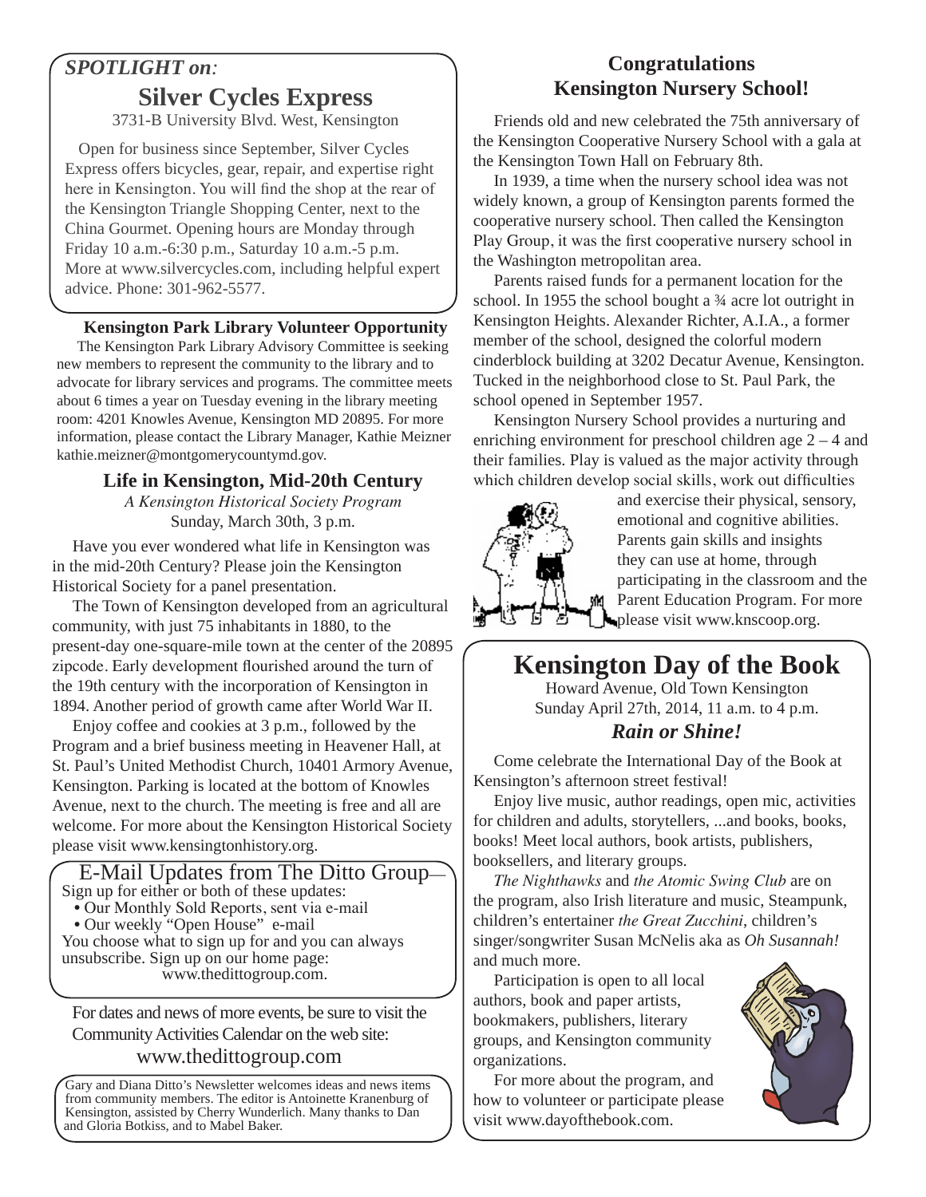*SPOTLIGHT on:*

## Silver Cycles Express

3731-B University Blvd. West, Kensington

Open for business since September, Silver Cycles Express offers bicycles, gear, repair, and expertise right here in Kensington. You will find the shop at the rear of the Kensington Triangle Shopping Center, next to the China Gourmet. Opening hours are Monday through Friday 10 a.m.-6:30 p.m., Saturday 10 a.m.-5 p.m. More at www.silvercycles.com, including helpful expert advice. Phone: 301-962-5577.

**Kensington Park Library Volunteer Opportunity**

The Kensington Park Library Advisory Committee is seeking new members to represent the community to the library and to advocate for library services and programs. The committee meets about 6 times a year on Tuesday evening in the library meeting room: 4201 Knowles Avenue, Kensington MD 20895. For more information, please contact the Library Manager, Kathie Meizner kathie.meizner@montgomerycountymd.gov.

### Life in Kensington, Mid-20th Century

*A Kensington Historical Society Program*

Sunday, March 30th, 3 p.m.

Have you ever wondered what life in Kensington was in the mid-20th Century? Please join the Kensington Historical Society for a panel presentation.

The Town of Kensington developed from an agricultural community, with just 75 inhabitants in 1880, to the present-day one-square-mile town at the center of the 20895 zipcode. Early development flourished around the turn of the 19th century with the incorporation of Kensington in 1894. Another period of growth came after World War II.

Enjoy coffee and cookies at 3 p.m., followed by the Program and a brief business meeting in Heavener Hall, at St. Paul's United Methodist Church, 10401 Armory Avenue, Kensington. Parking is located at the bottom of Knowles Avenue, next to the church. The meeting is free and all are welcome. For more about the Kensington Historical Society please visit www.kensingtonhistory.org.

### E-Mail Updates from The Ditto Group—

Sign up for either or both of these updates:

- Our Monthly Sold Reports, sent via e-mail
- Our weekly "Open House" e-mail

You choose what to sign up for and you can always unsubscribe. Sign up on our home page: www.thedittogroup.com.

For dates and news of more events, be sure to visit the Community Activities Calendar on the web site: www.thedittogroup.com

Gary and Diana Ditto's Newsletter welcomes ideas and news items from community members. The editor is Antoinette Kranenburg of Kensington, assisted by Cherry Wunderlich. Many thanks to Dan and Gloria Botkiss, and to Mabel Baker.

## Congratulations Kensington Nursery School!

Friends old and new celebrated the 75th anniversary of the Kensington Cooperative Nursery School with a gala at the Kensington Town Hall on February 8th.

In 1939, a time when the nursery school idea was not widely known, a group of Kensington parents formed the cooperative nursery school. Then called the Kensington Play Group, it was the first cooperative nursery school in the Washington metropolitan area.

Parents raised funds for a permanent location for the school. In 1955 the school bought a ¾ acre lot outright in Kensington Heights. Alexander Richter, A.I.A., a former member of the school, designed the colorful modern cinderblock building at 3202 Decatur Avenue, Kensington. Tucked in the neighborhood close to St. Paul Park, the school opened in September 1957.

Kensington Nursery School provides a nurturing and enriching environment for preschool children age 2 – 4 and their families. Play is valued as the major activity through which children develop social skills, work out difficulties and exercise their physical, sensory, emotional and cognitive abilities. Parents gain skills and insights they can use at home, through participating in the classroom and the Parent Education Program. For more please visit www.knscoop.org.

## Kensington Day of the Book

Howard Avenue, Old Town Kensington

Sunday April 27th, 2014, 11 a.m. to 4 p.m.

***Rain or Shine!***

Come celebrate the International Day of the Book at Kensington's afternoon street festival!

Enjoy live music, author readings, open mic, activities for children and adults, storytellers, ...and books, books, books! Meet local authors, book artists, publishers, booksellers, and literary groups.

*The Nighthawks* and *the Atomic Swing Club* are on the program, also Irish literature and music, Steampunk, children's entertainer *the Great Zucchini*, children's singer/songwriter Susan McNelis aka as *Oh Susannah!* and much more.

Participation is open to all local authors, book and paper artists, bookmakers, publishers, literary groups, and Kensington community organizations.

For more about the program, and how to volunteer or participate please visit www.dayofthebook.com.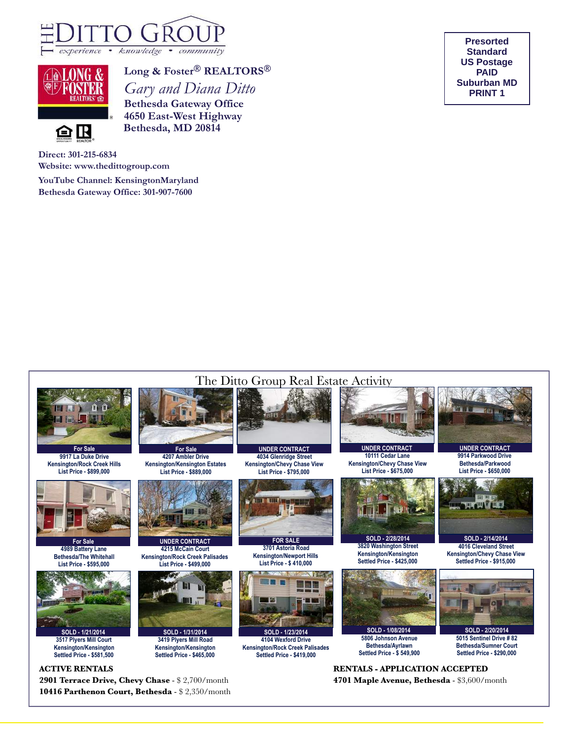THE DITTO GROUP

experience • knowledge • community

**Long & Foster® REALTORS®**

*Gary and Diana Ditto*

**Bethesda Gateway Office**
**4650 East-West Highway**
**Bethesda, MD 20814**

**Direct: 301-215-6834**
**Website: www.thedittogroup.com**
**YouTube Channel: KensingtonMaryland**
**Bethesda Gateway Office: 301-907-7600**

**Presorted Standard US Postage PAID Suburban MD PRINT 1**

## The Ditto Group Real Estate Activity

**For Sale**
9917 La Duke Drive
Kensington/Rock Creek Hills
List Price - $899,000

**For Sale**
4207 Ambler Drive
Kensington/Kensington Estates
List Price - $889,000

**UNDER CONTRACT**
4034 Glenridge Street
Kensington/Chevy Chase View
List Price - $795,000

**UNDER CONTRACT**
10111 Cedar Lane
Kensington/Chevy Chase View
List Price - $675,000

**UNDER CONTRACT**
9914 Parkwood Drive
Bethesda/Parkwood
List Price - $650,000

**For Sale**
4989 Battery Lane
Bethesda/The Whitehall
List Price - $595,000

**UNDER CONTRACT**
4215 McCain Court
Kensington/Rock Creek Palisades
List Price - $499,000

**FOR SALE**
3701 Astoria Road
Kensington/Newport Hills
List Price - $ 410,000

**SOLD - 2/28/2014**
3820 Washington Street
Kensington/Kensington
Settled Price - $425,000

**SOLD - 2/14/2014**
4016 Cleveland Street
Kensington/Chevy Chase View
Settled Price - $915,000

**SOLD - 1/21/2014**
3517 Plyers Mill Court
Kensington/Kensington
Settled Price - $581,500

**SOLD - 1/31/2014**
3419 Plyers Mill Road
Kensington/Kensington
Settled Price - $465,000

**SOLD - 1/23/2014**
4104 Wexford Drive
Kensington/Rock Creek Palisades
Settled Price - $419,000

**SOLD - 1/08/2014**
5806 Johnson Avenue
Bethesda/Ayrlawn
Settled Price - $ 549,900

**SOLD - 2/20/2014**
5015 Sentinel Drive # 82
Bethesda/Sumner Court
Settled Price - $290,000

**ACTIVE RENTALS**

**2901 Terrace Drive, Chevy Chase** - $ 2,700/month
**10416 Parthenon Court, Bethesda** - $ 2,350/month

**RENTALS - APPLICATION ACCEPTED**

**4701 Maple Avenue, Bethesda** - $3,600/month